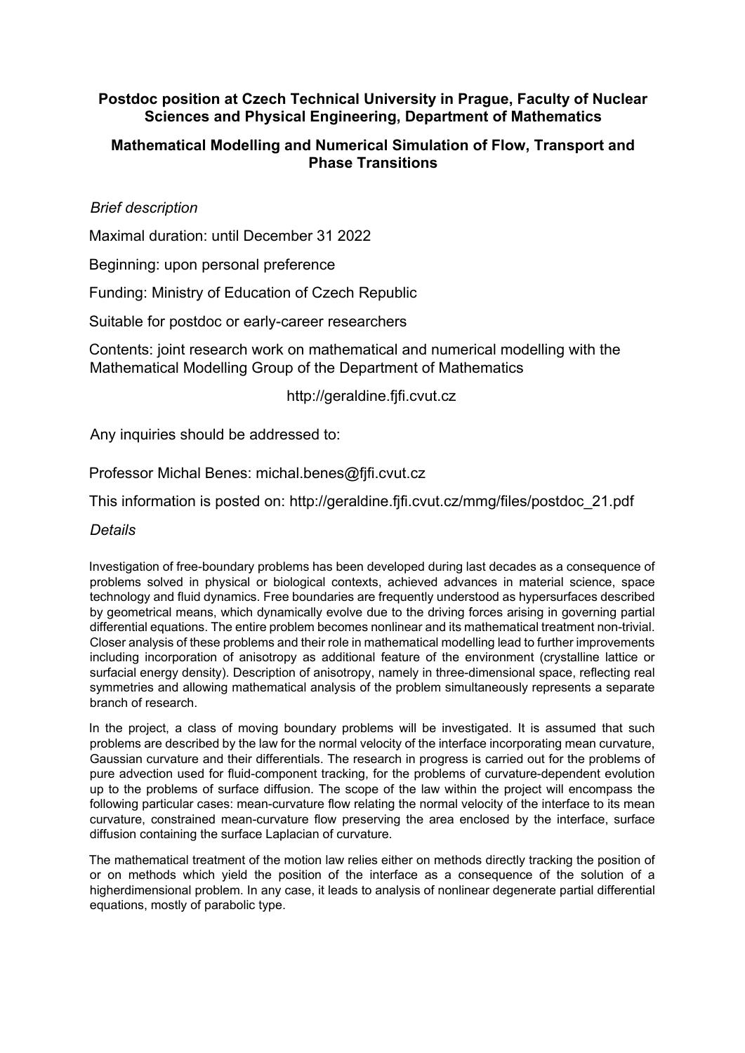**Postdoc position at Czech Technical University in Prague, Faculty of Nuclear Sciences and Physical Engineering, Department of Mathematics**

**Mathematical Modelling and Numerical Simulation of Flow, Transport and Phase Transitions**

*Brief description*

Maximal duration: until December 31 2022

Beginning: upon personal preference

Funding: Ministry of Education of Czech Republic

Suitable for postdoc or early-career researchers

Contents: joint research work on mathematical and numerical modelling with the Mathematical Modelling Group of the Department of Mathematics

http://geraldine.fjfi.cvut.cz

Any inquiries should be addressed to:

Professor Michal Benes: michal.benes@fjfi.cvut.cz

This information is posted on: http://geraldine.fjfi.cvut.cz/mmg/files/postdoc_21.pdf

*Details*

Investigation of free-boundary problems has been developed during last decades as a consequence of problems solved in physical or biological contexts, achieved advances in material science, space technology and fluid dynamics. Free boundaries are frequently understood as hypersurfaces described by geometrical means, which dynamically evolve due to the driving forces arising in governing partial differential equations. The entire problem becomes nonlinear and its mathematical treatment non-trivial. Closer analysis of these problems and their role in mathematical modelling lead to further improvements including incorporation of anisotropy as additional feature of the environment (crystalline lattice or surfacial energy density). Description of anisotropy, namely in three-dimensional space, reflecting real symmetries and allowing mathematical analysis of the problem simultaneously represents a separate branch of research.

In the project, a class of moving boundary problems will be investigated. It is assumed that such problems are described by the law for the normal velocity of the interface incorporating mean curvature, Gaussian curvature and their differentials. The research in progress is carried out for the problems of pure advection used for fluid-component tracking, for the problems of curvature-dependent evolution up to the problems of surface diffusion. The scope of the law within the project will encompass the following particular cases: mean-curvature flow relating the normal velocity of the interface to its mean curvature, constrained mean-curvature flow preserving the area enclosed by the interface, surface diffusion containing the surface Laplacian of curvature.

The mathematical treatment of the motion law relies either on methods directly tracking the position of or on methods which yield the position of the interface as a consequence of the solution of a higherdimensional problem. In any case, it leads to analysis of nonlinear degenerate partial differential equations, mostly of parabolic type.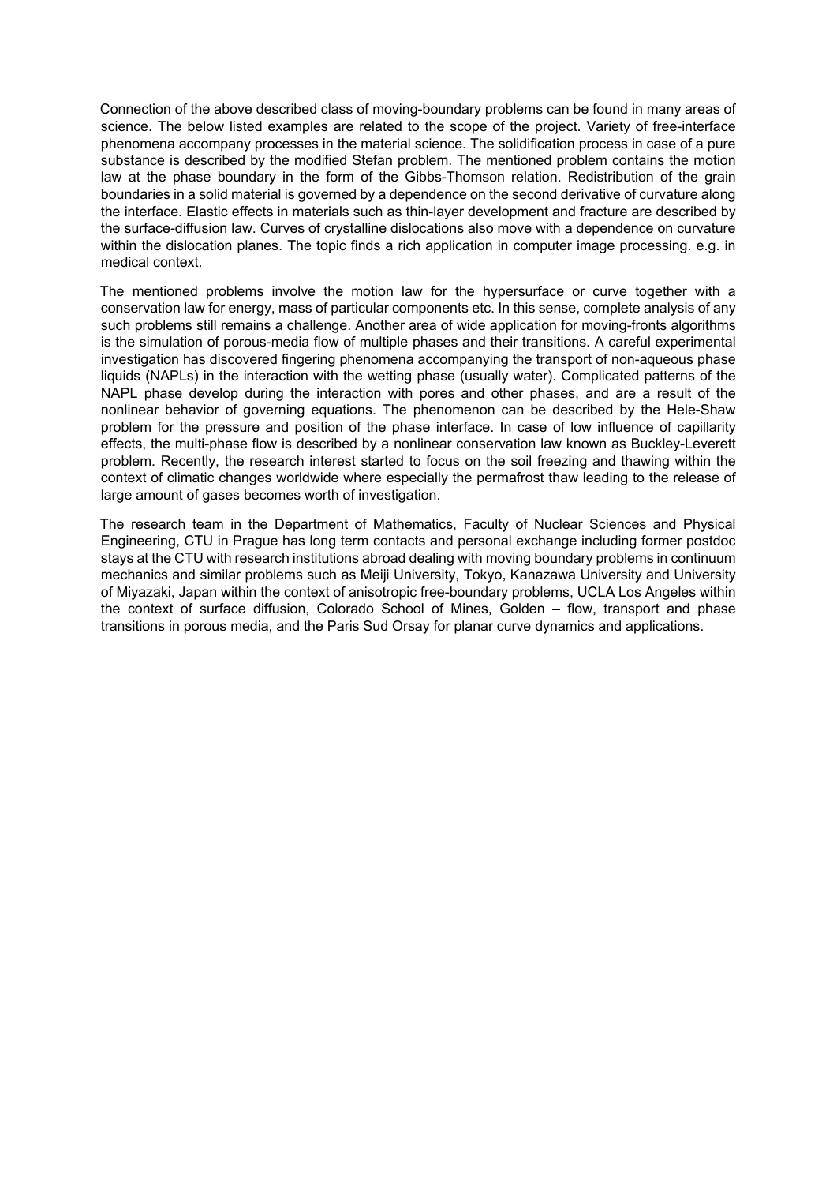Connection of the above described class of moving-boundary problems can be found in many areas of science. The below listed examples are related to the scope of the project. Variety of free-interface phenomena accompany processes in the material science. The solidification process in case of a pure substance is described by the modified Stefan problem. The mentioned problem contains the motion law at the phase boundary in the form of the Gibbs-Thomson relation. Redistribution of the grain boundaries in a solid material is governed by a dependence on the second derivative of curvature along the interface. Elastic effects in materials such as thin-layer development and fracture are described by the surface-diffusion law. Curves of crystalline dislocations also move with a dependence on curvature within the dislocation planes. The topic finds a rich application in computer image processing. e.g. in medical context.

The mentioned problems involve the motion law for the hypersurface or curve together with a conservation law for energy, mass of particular components etc. In this sense, complete analysis of any such problems still remains a challenge. Another area of wide application for moving-fronts algorithms is the simulation of porous-media flow of multiple phases and their transitions. A careful experimental investigation has discovered fingering phenomena accompanying the transport of non-aqueous phase liquids (NAPLs) in the interaction with the wetting phase (usually water). Complicated patterns of the NAPL phase develop during the interaction with pores and other phases, and are a result of the nonlinear behavior of governing equations. The phenomenon can be described by the Hele-Shaw problem for the pressure and position of the phase interface. In case of low influence of capillarity effects, the multi-phase flow is described by a nonlinear conservation law known as Buckley-Leverett problem. Recently, the research interest started to focus on the soil freezing and thawing within the context of climatic changes worldwide where especially the permafrost thaw leading to the release of large amount of gases becomes worth of investigation.

The research team in the Department of Mathematics, Faculty of Nuclear Sciences and Physical Engineering, CTU in Prague has long term contacts and personal exchange including former postdoc stays at the CTU with research institutions abroad dealing with moving boundary problems in continuum mechanics and similar problems such as Meiji University, Tokyo, Kanazawa University and University of Miyazaki, Japan within the context of anisotropic free-boundary problems, UCLA Los Angeles within the context of surface diffusion, Colorado School of Mines, Golden – flow, transport and phase transitions in porous media, and the Paris Sud Orsay for planar curve dynamics and applications.